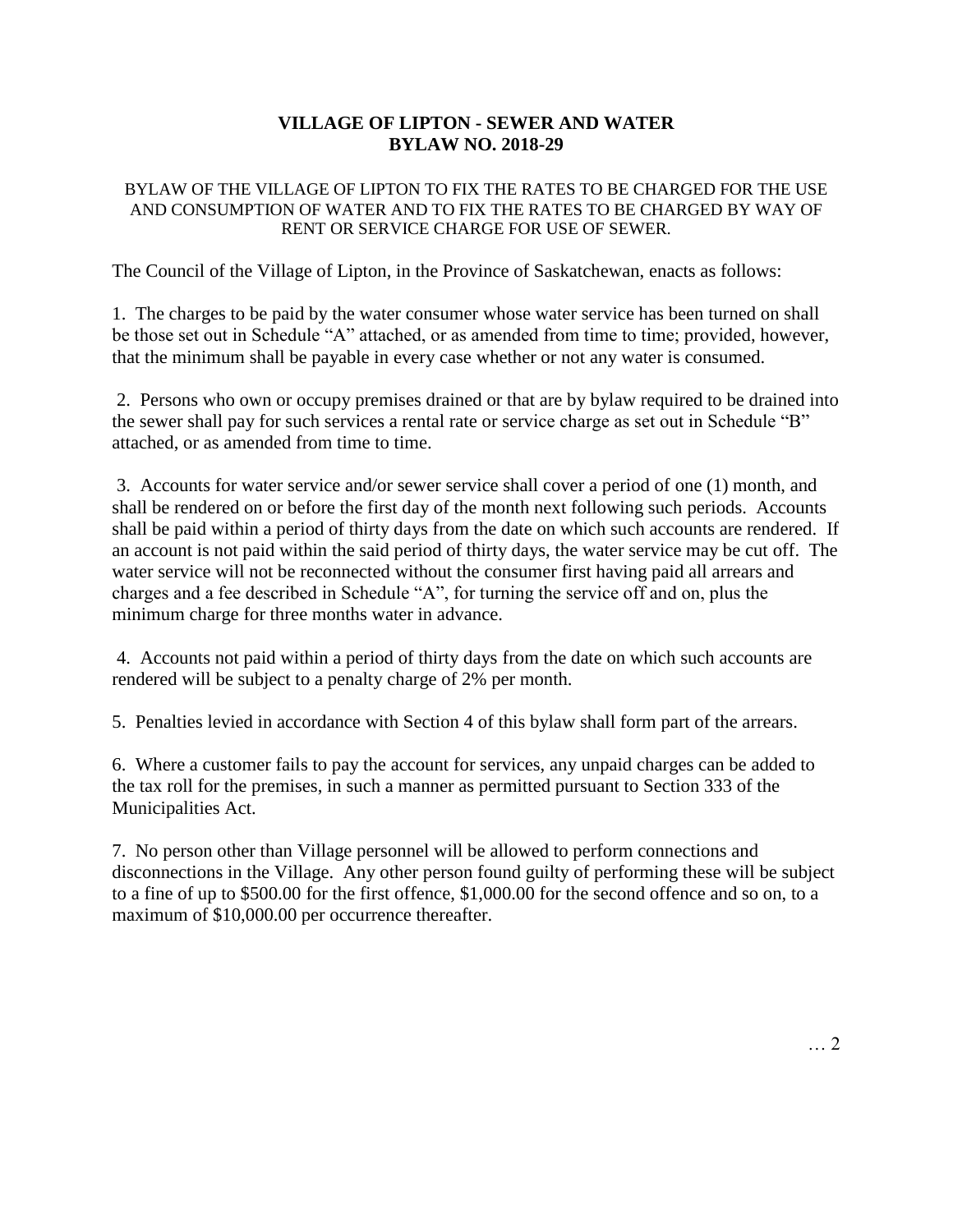# VILLAGE OF LIPTON - SEWER AND WATER
# BYLAW NO. 2018-29

BYLAW OF THE VILLAGE OF LIPTON TO FIX THE RATES TO BE CHARGED FOR THE USE AND CONSUMPTION OF WATER AND TO FIX THE RATES TO BE CHARGED BY WAY OF RENT OR SERVICE CHARGE FOR USE OF SEWER.

The Council of the Village of Lipton, in the Province of Saskatchewan, enacts as follows:

1. The charges to be paid by the water consumer whose water service has been turned on shall be those set out in Schedule "A" attached, or as amended from time to time; provided, however, that the minimum shall be payable in every case whether or not any water is consumed.

2. Persons who own or occupy premises drained or that are by bylaw required to be drained into the sewer shall pay for such services a rental rate or service charge as set out in Schedule "B" attached, or as amended from time to time.

3. Accounts for water service and/or sewer service shall cover a period of one (1) month, and shall be rendered on or before the first day of the month next following such periods. Accounts shall be paid within a period of thirty days from the date on which such accounts are rendered. If an account is not paid within the said period of thirty days, the water service may be cut off. The water service will not be reconnected without the consumer first having paid all arrears and charges and a fee described in Schedule "A", for turning the service off and on, plus the minimum charge for three months water in advance.

4. Accounts not paid within a period of thirty days from the date on which such accounts are rendered will be subject to a penalty charge of 2% per month.

5. Penalties levied in accordance with Section 4 of this bylaw shall form part of the arrears.

6. Where a customer fails to pay the account for services, any unpaid charges can be added to the tax roll for the premises, in such a manner as permitted pursuant to Section 333 of the Municipalities Act.

7. No person other than Village personnel will be allowed to perform connections and disconnections in the Village. Any other person found guilty of performing these will be subject to a fine of up to $500.00 for the first offence, $1,000.00 for the second offence and so on, to a maximum of $10,000.00 per occurrence thereafter.

… 2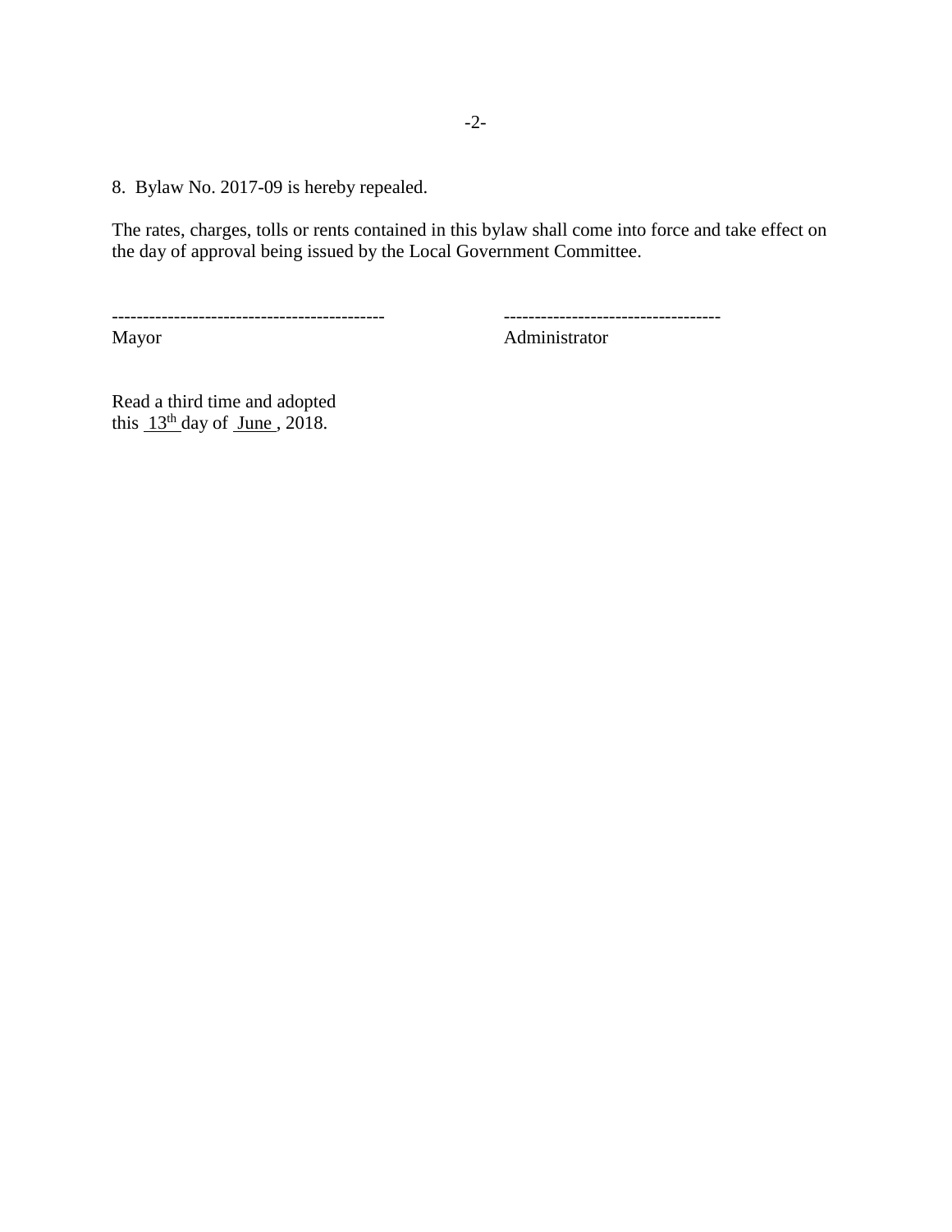8. Bylaw No. 2017-09 is hereby repealed.

The rates, charges, tolls or rents contained in this bylaw shall come into force and take effect on the day of approval being issued by the Local Government Committee.

-------------------------------------------- ----------------------------------

Mayor Administrator

Read a third time and adopted
this 13th day of June, 2018.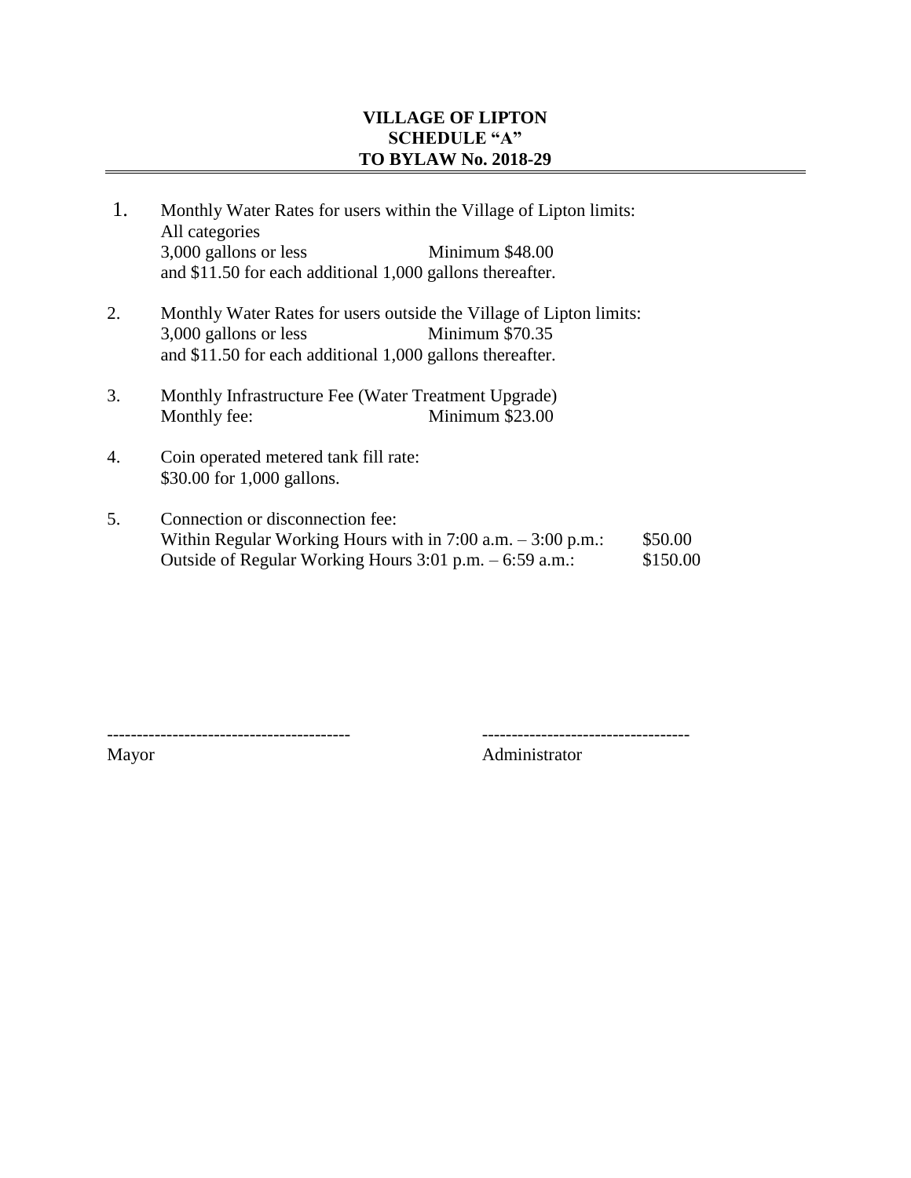**VILLAGE OF LIPTON**
**SCHEDULE "A"**
**TO BYLAW No. 2018-29**

---

1. Monthly Water Rates for users within the Village of Lipton limits:
   All categories
   3,000 gallons or less Minimum $48.00
   and $11.50 for each additional 1,000 gallons thereafter.

2. Monthly Water Rates for users outside the Village of Lipton limits:
   3,000 gallons or less Minimum $70.35
   and $11.50 for each additional 1,000 gallons thereafter.

3. Monthly Infrastructure Fee (Water Treatment Upgrade)
   Monthly fee: Minimum $23.00

4. Coin operated metered tank fill rate:
   $30.00 for 1,000 gallons.

5. Connection or disconnection fee:
   Within Regular Working Hours with in 7:00 a.m. – 3:00 p.m.: $50.00
   Outside of Regular Working Hours 3:01 p.m. – 6:59 a.m.: $150.00

----------------------------------------- -----------------------------------
Mayor Administrator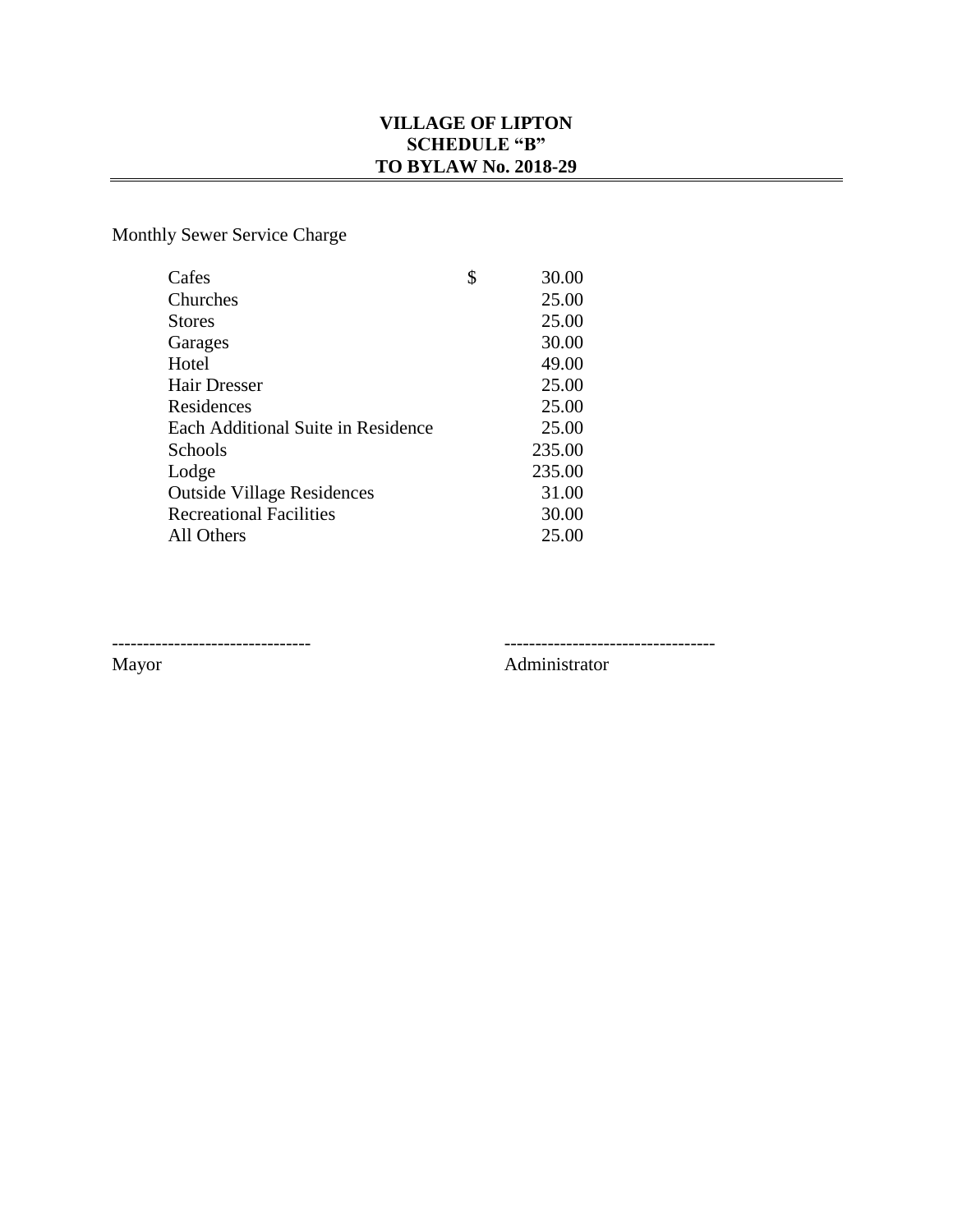**VILLAGE OF LIPTON**
**SCHEDULE "B"**
**TO BYLAW No. 2018-29**

---

Monthly Sewer Service Charge

| | | |
|---|---|---|
| Cafes | $ | 30.00 |
| Churches | | 25.00 |
| Stores | | 25.00 |
| Garages | | 30.00 |
| Hotel | | 49.00 |
| Hair Dresser | | 25.00 |
| Residences | | 25.00 |
| Each Additional Suite in Residence | | 25.00 |
| Schools | | 235.00 |
| Lodge | | 235.00 |
| Outside Village Residences | | 31.00 |
| Recreational Facilities | | 30.00 |
| All Others | | 25.00 |

--------------------------------
Mayor

----------------------------------
Administrator